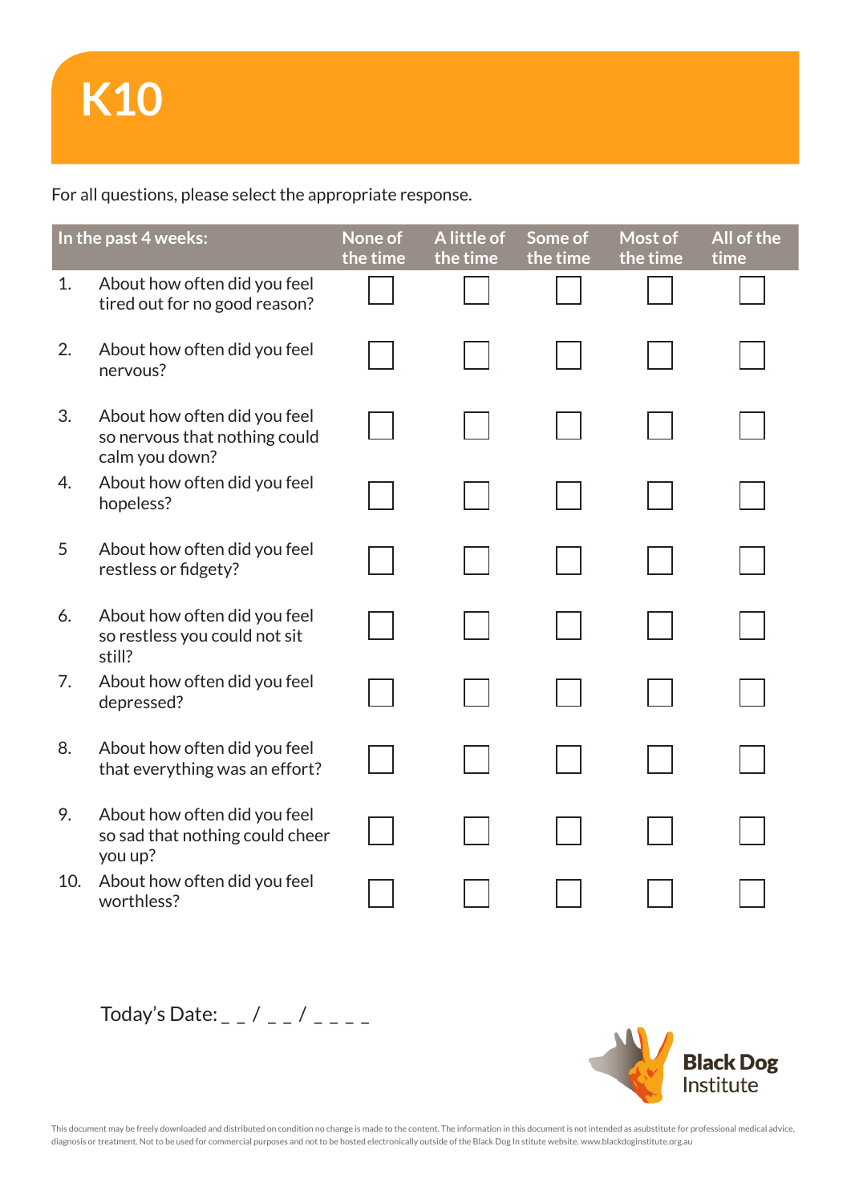# K10

For all questions, please select the appropriate response.

| In the past 4 weeks: | None of the time | A little of the time | Some of the time | Most of the time | All of the time |
|---|---|---|---|---|---|
| 1. About how often did you feel tired out for no good reason? | ☐ | ☐ | ☐ | ☐ | ☐ |
| 2. About how often did you feel nervous? | ☐ | ☐ | ☐ | ☐ | ☐ |
| 3. About how often did you feel so nervous that nothing could calm you down? | ☐ | ☐ | ☐ | ☐ | ☐ |
| 4. About how often did you feel hopeless? | ☐ | ☐ | ☐ | ☐ | ☐ |
| 5 About how often did you feel restless or fidgety? | ☐ | ☐ | ☐ | ☐ | ☐ |
| 6. About how often did you feel so restless you could not sit still? | ☐ | ☐ | ☐ | ☐ | ☐ |
| 7. About how often did you feel depressed? | ☐ | ☐ | ☐ | ☐ | ☐ |
| 8. About how often did you feel that everything was an effort? | ☐ | ☐ | ☐ | ☐ | ☐ |
| 9. About how often did you feel so sad that nothing could cheer you up? | ☐ | ☐ | ☐ | ☐ | ☐ |
| 10. About how often did you feel worthless? | ☐ | ☐ | ☐ | ☐ | ☐ |

Today's Date: _ _ / _ _ / _ _ _ _

Black Dog Institute

This document may be freely downloaded and distributed on condition no change is made to the content. The information in this document is not intended as asubstitute for professional medical advice, diagnosis or treatment. Not to be used for commercial purposes and not to be hosted electronically outside of the Black Dog In stitute website. www.blackdoginstitute.org.au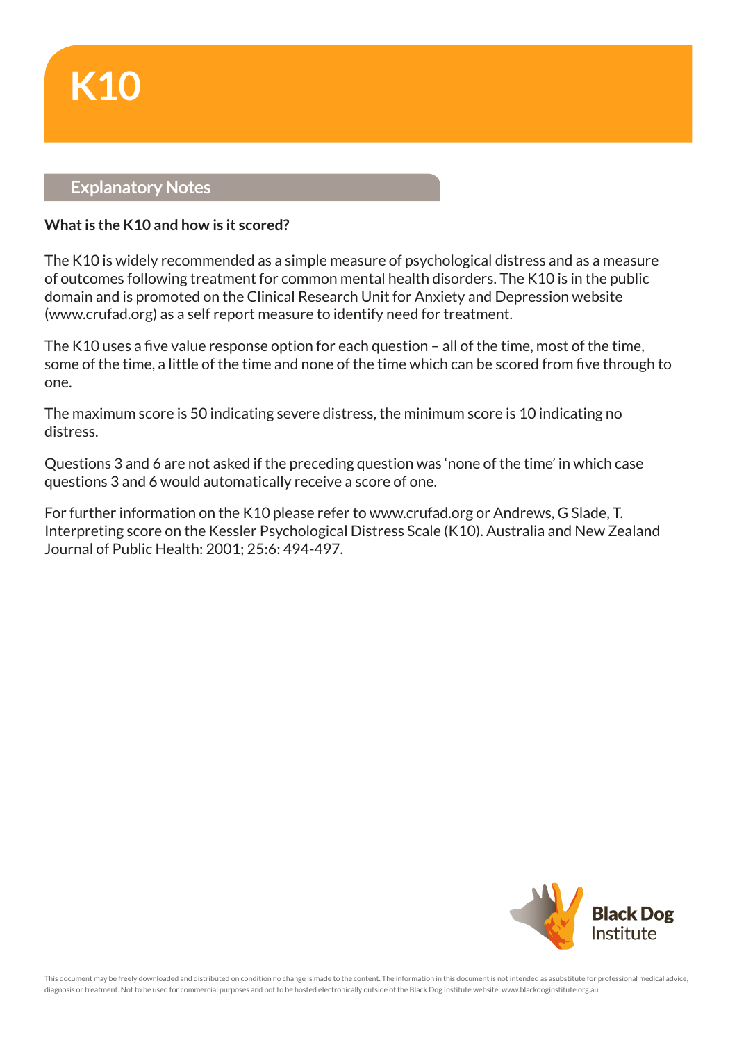# K10

## Explanatory Notes

**What is the K10 and how is it scored?**

The K10 is widely recommended as a simple measure of psychological distress and as a measure of outcomes following treatment for common mental health disorders. The K10 is in the public domain and is promoted on the Clinical Research Unit for Anxiety and Depression website (www.crufad.org) as a self report measure to identify need for treatment.

The K10 uses a five value response option for each question – all of the time, most of the time, some of the time, a little of the time and none of the time which can be scored from five through to one.

The maximum score is 50 indicating severe distress, the minimum score is 10 indicating no distress.

Questions 3 and 6 are not asked if the preceding question was 'none of the time' in which case questions 3 and 6 would automatically receive a score of one.

For further information on the K10 please refer to www.crufad.org or Andrews, G Slade, T. Interpreting score on the Kessler Psychological Distress Scale (K10). Australia and New Zealand Journal of Public Health: 2001; 25:6: 494-497.

Black Dog Institute

This document may be freely downloaded and distributed on condition no change is made to the content. The information in this document is not intended as asubstitute for professional medical advice, diagnosis or treatment. Not to be used for commercial purposes and not to be hosted electronically outside of the Black Dog Institute website. www.blackdoginstitute.org.au